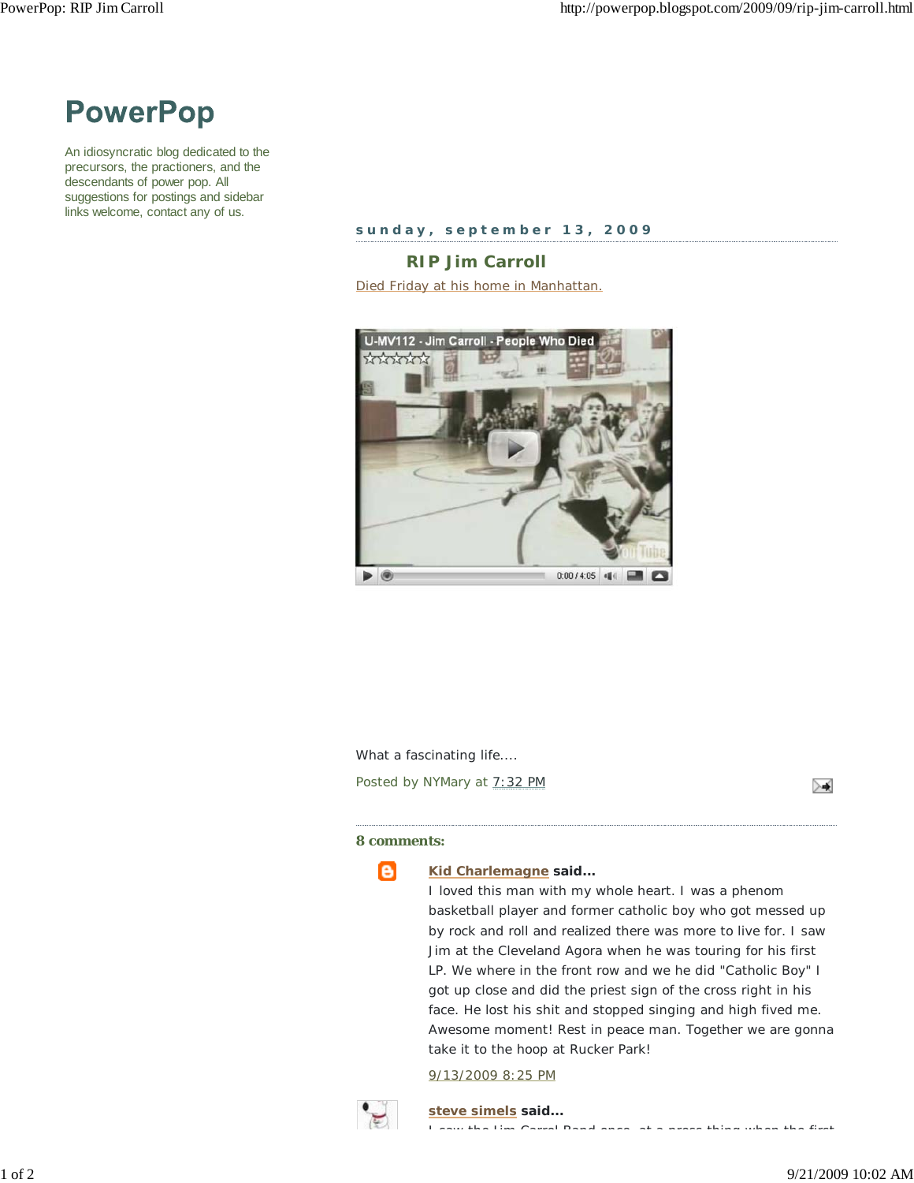# PowerPop

An idiosyncratic blog dedicated to the precursors, the practioners, and the descendants of power pop. All suggestions for postings and sidebar links welcome, contact any of us.

**sunday, september 13, 2009**

## RIP Jim Carroll

Died Friday at his home in Manhattan.

U-MV112 - Jim Carroll - People Who Died

0:00 / 4:05

What a fascinating life....

Posted by NYMary at 7:32 PM

### 8 comments:

**Kid Charlemagne said...**

I loved this man with my whole heart. I was a phenom basketball player and former catholic boy who got messed up by rock and roll and realized there was more to live for. I saw Jim at the Cleveland Agora when he was touring for his first LP. We where in the front row and we he did "Catholic Boy" I got up close and did the priest sign of the cross right in his face. He lost his shit and stopped singing and high fived me. Awesome moment! Rest in peace man. Together we are gonna take it to the hoop at Rucker Park!

9/13/2009 8:25 PM

**steve simels said...**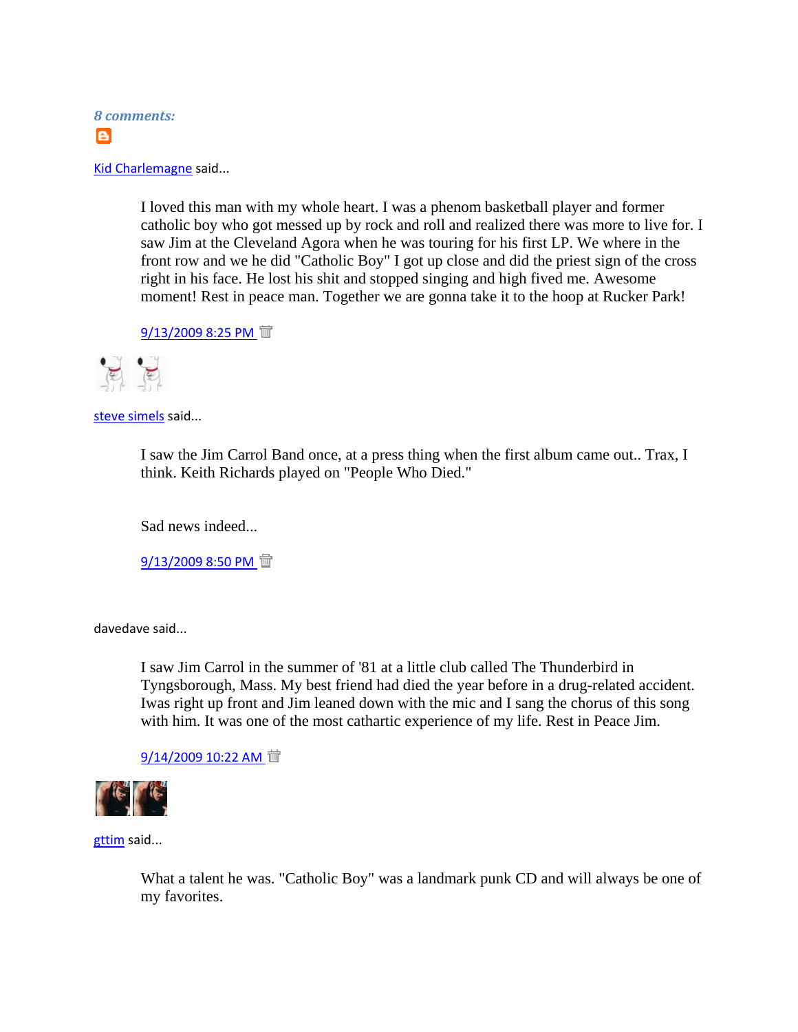*8 comments:*

Kid Charlemagne said...

> I loved this man with my whole heart. I was a phenom basketball player and former catholic boy who got messed up by rock and roll and realized there was more to live for. I saw Jim at the Cleveland Agora when he was touring for his first LP. We where in the front row and we he did "Catholic Boy" I got up close and did the priest sign of the cross right in his face. He lost his shit and stopped singing and high fived me. Awesome moment! Rest in peace man. Together we are gonna take it to the hoop at Rucker Park!
>
> 9/13/2009 8:25 PM

steve simels said...

> I saw the Jim Carrol Band once, at a press thing when the first album came out.. Trax, I think. Keith Richards played on "People Who Died."
>
> Sad news indeed...
>
> 9/13/2009 8:50 PM

davedave said...

> I saw Jim Carrol in the summer of '81 at a little club called The Thunderbird in Tyngsborough, Mass. My best friend had died the year before in a drug-related accident. Iwas right up front and Jim leaned down with the mic and I sang the chorus of this song with him. It was one of the most cathartic experience of my life. Rest in Peace Jim.
>
> 9/14/2009 10:22 AM

gttim said...

> What a talent he was. "Catholic Boy" was a landmark punk CD and will always be one of my favorites.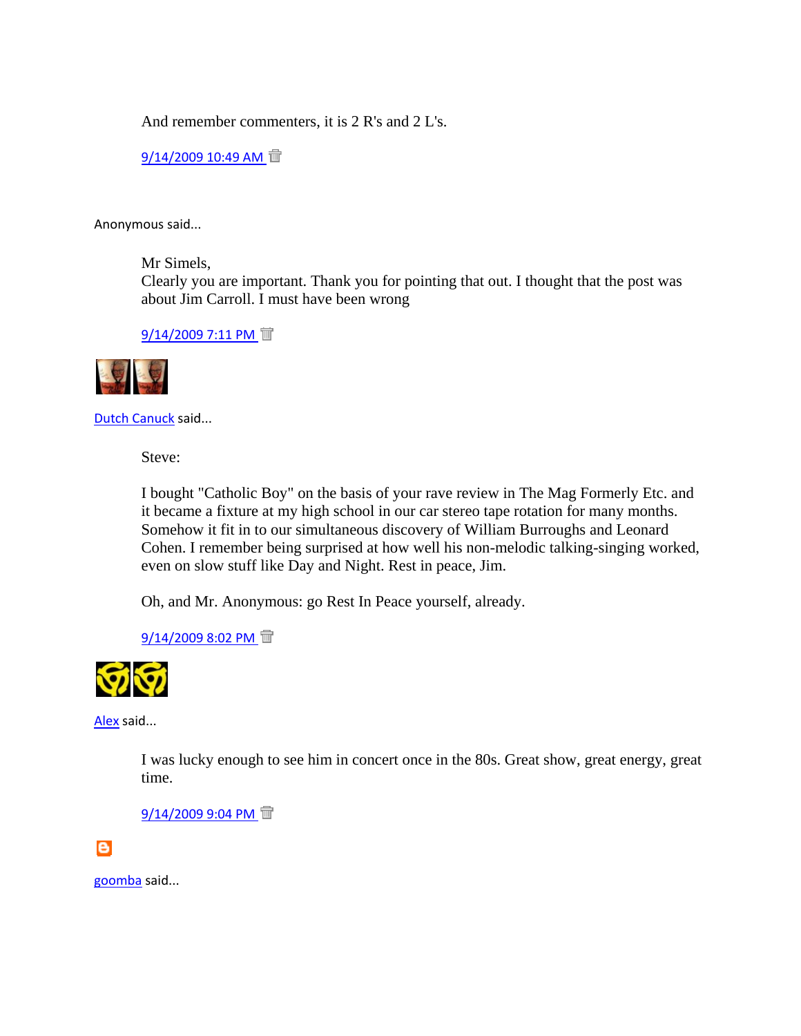And remember commenters, it is 2 R's and 2 L's.

9/14/2009 10:49 AM

Anonymous said...

Mr Simels,
Clearly you are important. Thank you for pointing that out. I thought that the post was about Jim Carroll. I must have been wrong

9/14/2009 7:11 PM

Dutch Canuck said...

Steve:

I bought "Catholic Boy" on the basis of your rave review in The Mag Formerly Etc. and it became a fixture at my high school in our car stereo tape rotation for many months. Somehow it fit in to our simultaneous discovery of William Burroughs and Leonard Cohen. I remember being surprised at how well his non-melodic talking-singing worked, even on slow stuff like Day and Night. Rest in peace, Jim.

Oh, and Mr. Anonymous: go Rest In Peace yourself, already.

9/14/2009 8:02 PM

Alex said...

I was lucky enough to see him in concert once in the 80s. Great show, great energy, great time.

9/14/2009 9:04 PM

goomba said...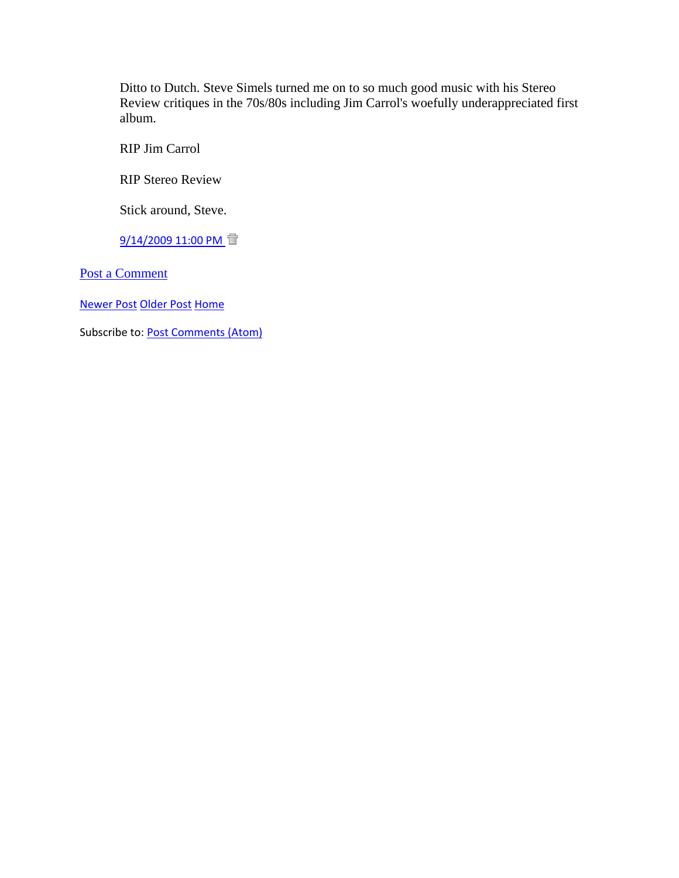Ditto to Dutch. Steve Simels turned me on to so much good music with his Stereo Review critiques in the 70s/80s including Jim Carrol's woefully underappreciated first album.

RIP Jim Carrol

RIP Stereo Review

Stick around, Steve.

9/14/2009 11:00 PM

Post a Comment

Newer Post Older Post Home

Subscribe to: Post Comments (Atom)